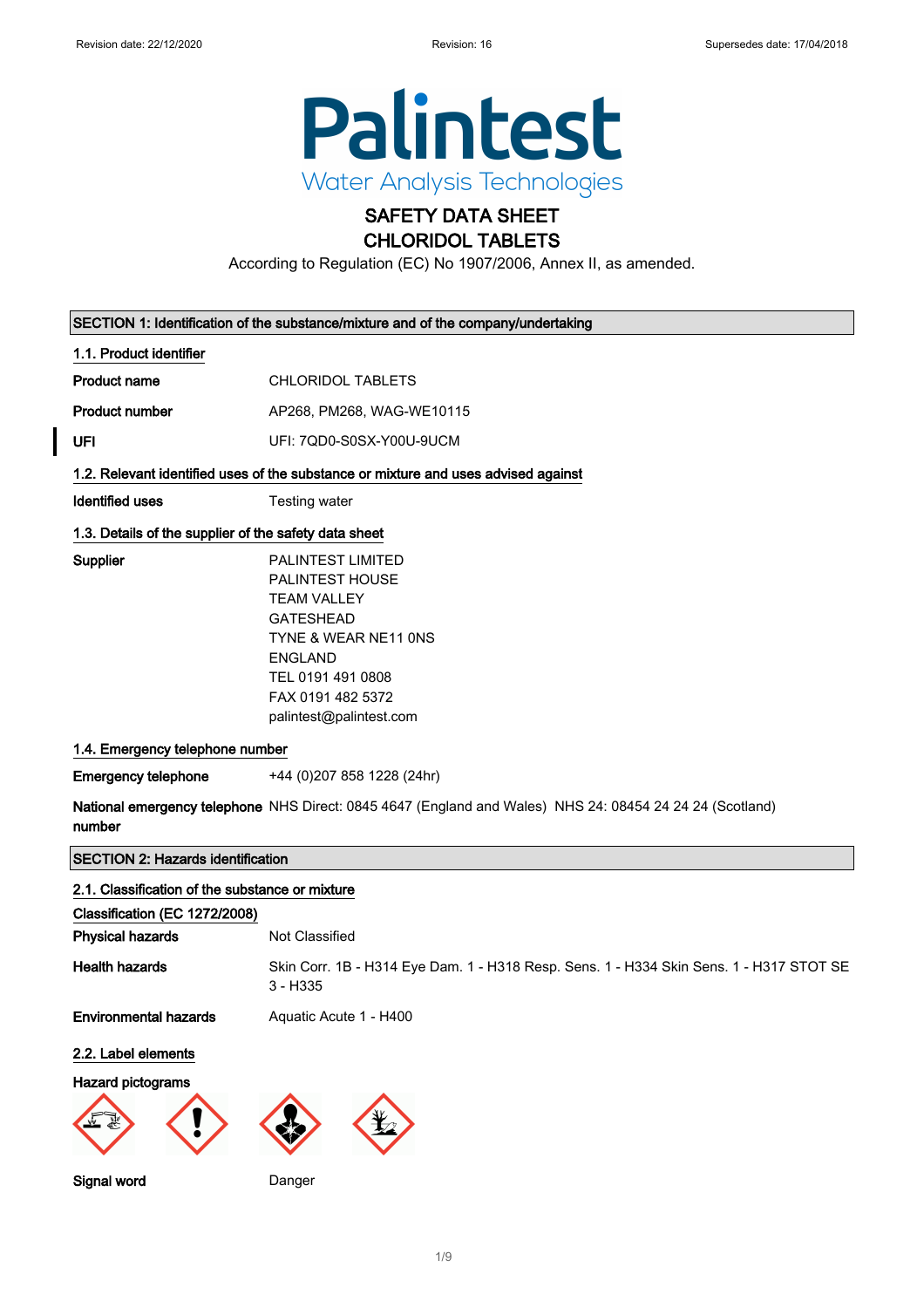Revision date: 22/12/2020 Revision: 16 Supersedes date: 17/04/2018

# Palintest
Water Analysis Technologies

# SAFETY DATA SHEET
# CHLORIDOL TABLETS

According to Regulation (EC) No 1907/2006, Annex II, as amended.

## SECTION 1: Identification of the substance/mixture and of the company/undertaking

### 1.1. Product identifier

**Product name** CHLORIDOL TABLETS

**Product number** AP268, PM268, WAG-WE10115

**UFI** UFI: 7QD0-S0SX-Y00U-9UCM

### 1.2. Relevant identified uses of the substance or mixture and uses advised against

**Identified uses** Testing water

### 1.3. Details of the supplier of the safety data sheet

**Supplier**
PALINTEST LIMITED
PALINTEST HOUSE
TEAM VALLEY
GATESHEAD
TYNE & WEAR NE11 0NS
ENGLAND
TEL 0191 491 0808
FAX 0191 482 5372
palintest@palintest.com

### 1.4. Emergency telephone number

**Emergency telephone** +44 (0)207 858 1228 (24hr)

**National emergency telephone number** NHS Direct: 0845 4647 (England and Wales) NHS 24: 08454 24 24 24 (Scotland)

## SECTION 2: Hazards identification

### 2.1. Classification of the substance or mixture

**Classification (EC 1272/2008)**

**Physical hazards** Not Classified

**Health hazards** Skin Corr. 1B - H314 Eye Dam. 1 - H318 Resp. Sens. 1 - H334 Skin Sens. 1 - H317 STOT SE 3 - H335

**Environmental hazards** Aquatic Acute 1 - H400

### 2.2. Label elements

**Hazard pictograms**

**Signal word** Danger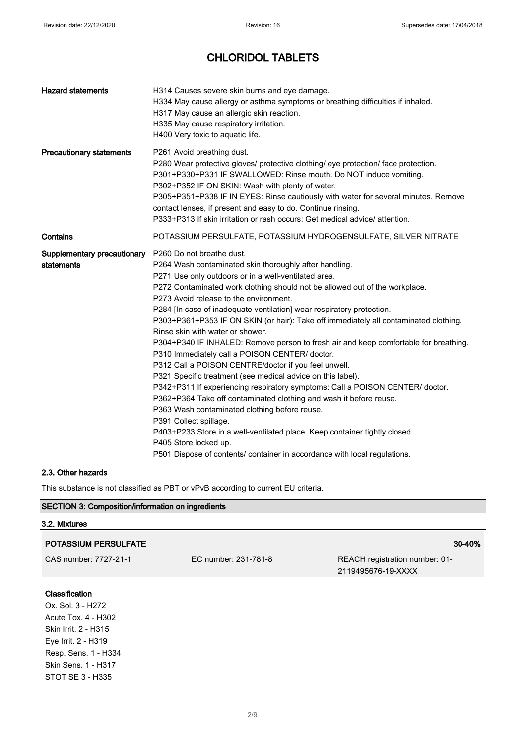# CHLORIDOL TABLETS

| | |
|---|---|
| **Hazard statements** | H314 Causes severe skin burns and eye damage.<br>H334 May cause allergy or asthma symptoms or breathing difficulties if inhaled.<br>H317 May cause an allergic skin reaction.<br>H335 May cause respiratory irritation.<br>H400 Very toxic to aquatic life. |
| **Precautionary statements** | P261 Avoid breathing dust.<br>P280 Wear protective gloves/ protective clothing/ eye protection/ face protection.<br>P301+P330+P331 IF SWALLOWED: Rinse mouth. Do NOT induce vomiting.<br>P302+P352 IF ON SKIN: Wash with plenty of water.<br>P305+P351+P338 IF IN EYES: Rinse cautiously with water for several minutes. Remove contact lenses, if present and easy to do. Continue rinsing.<br>P333+P313 If skin irritation or rash occurs: Get medical advice/ attention. |
| **Contains** | POTASSIUM PERSULFATE, POTASSIUM HYDROGENSULFATE, SILVER NITRATE |
| **Supplementary precautionary statements** | P260 Do not breathe dust.<br>P264 Wash contaminated skin thoroughly after handling.<br>P271 Use only outdoors or in a well-ventilated area.<br>P272 Contaminated work clothing should not be allowed out of the workplace.<br>P273 Avoid release to the environment.<br>P284 [In case of inadequate ventilation] wear respiratory protection.<br>P303+P361+P353 IF ON SKIN (or hair): Take off immediately all contaminated clothing. Rinse skin with water or shower.<br>P304+P340 IF INHALED: Remove person to fresh air and keep comfortable for breathing.<br>P310 Immediately call a POISON CENTER/ doctor.<br>P312 Call a POISON CENTRE/doctor if you feel unwell.<br>P321 Specific treatment (see medical advice on this label).<br>P342+P311 If experiencing respiratory symptoms: Call a POISON CENTER/ doctor.<br>P362+P364 Take off contaminated clothing and wash it before reuse.<br>P363 Wash contaminated clothing before reuse.<br>P391 Collect spillage.<br>P403+P233 Store in a well-ventilated place. Keep container tightly closed.<br>P405 Store locked up.<br>P501 Dispose of contents/ container in accordance with local regulations. |

## 2.3. Other hazards

This substance is not classified as PBT or vPvB according to current EU criteria.

## SECTION 3: Composition/information on ingredients

### 3.2. Mixtures

| POTASSIUM PERSULFATE | | 30-40% |
|---|---|---|
| CAS number: 7727-21-1 | EC number: 231-781-8 | REACH registration number: 01-2119495676-19-XXXX |

**Classification**
Ox. Sol. 3 - H272
Acute Tox. 4 - H302
Skin Irrit. 2 - H315
Eye Irrit. 2 - H319
Resp. Sens. 1 - H334
Skin Sens. 1 - H317
STOT SE 3 - H335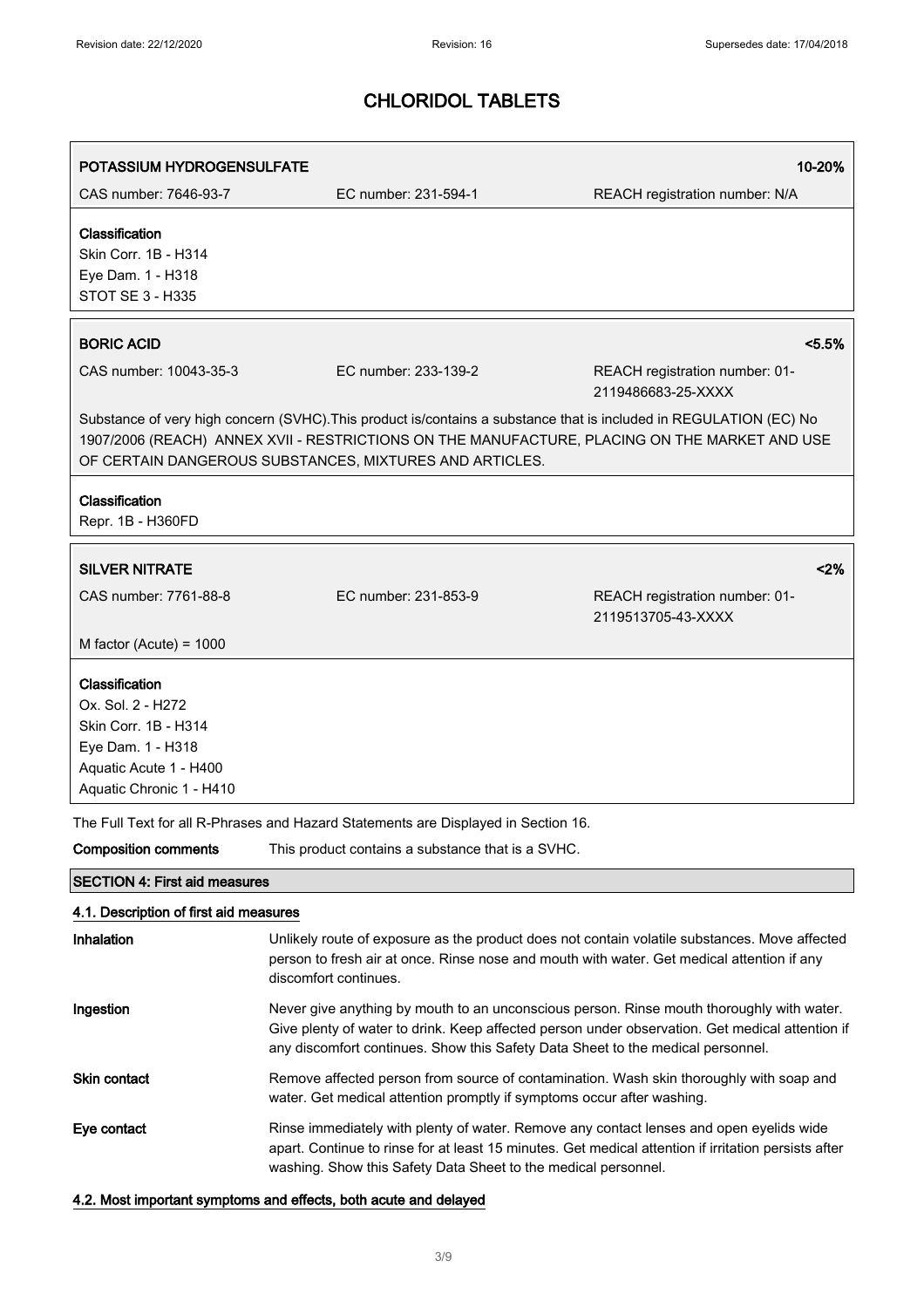# CHLORIDOL TABLETS

| POTASSIUM HYDROGENSULFATE | | 10-20% |
|---|---|---|
| CAS number: 7646-93-7 | EC number: 231-594-1 | REACH registration number: N/A |

**Classification**
Skin Corr. 1B - H314
Eye Dam. 1 - H318
STOT SE 3 - H335

| BORIC ACID | | <5.5% |
|---|---|---|
| CAS number: 10043-35-3 | EC number: 233-139-2 | REACH registration number: 01-2119486683-25-XXXX |

Substance of very high concern (SVHC).This product is/contains a substance that is included in REGULATION (EC) No 1907/2006 (REACH) ANNEX XVII - RESTRICTIONS ON THE MANUFACTURE, PLACING ON THE MARKET AND USE OF CERTAIN DANGEROUS SUBSTANCES, MIXTURES AND ARTICLES.

**Classification**
Repr. 1B - H360FD

| SILVER NITRATE | | <2% |
|---|---|---|
| CAS number: 7761-88-8 | EC number: 231-853-9 | REACH registration number: 01-2119513705-43-XXXX |
| M factor (Acute) = 1000 | | |

**Classification**
Ox. Sol. 2 - H272
Skin Corr. 1B - H314
Eye Dam. 1 - H318
Aquatic Acute 1 - H400
Aquatic Chronic 1 - H410

The Full Text for all R-Phrases and Hazard Statements are Displayed in Section 16.

**Composition comments** This product contains a substance that is a SVHC.

## SECTION 4: First aid measures

### 4.1. Description of first aid measures

**Inhalation** Unlikely route of exposure as the product does not contain volatile substances. Move affected person to fresh air at once. Rinse nose and mouth with water. Get medical attention if any discomfort continues.

**Ingestion** Never give anything by mouth to an unconscious person. Rinse mouth thoroughly with water. Give plenty of water to drink. Keep affected person under observation. Get medical attention if any discomfort continues. Show this Safety Data Sheet to the medical personnel.

**Skin contact** Remove affected person from source of contamination. Wash skin thoroughly with soap and water. Get medical attention promptly if symptoms occur after washing.

**Eye contact** Rinse immediately with plenty of water. Remove any contact lenses and open eyelids wide apart. Continue to rinse for at least 15 minutes. Get medical attention if irritation persists after washing. Show this Safety Data Sheet to the medical personnel.

### 4.2. Most important symptoms and effects, both acute and delayed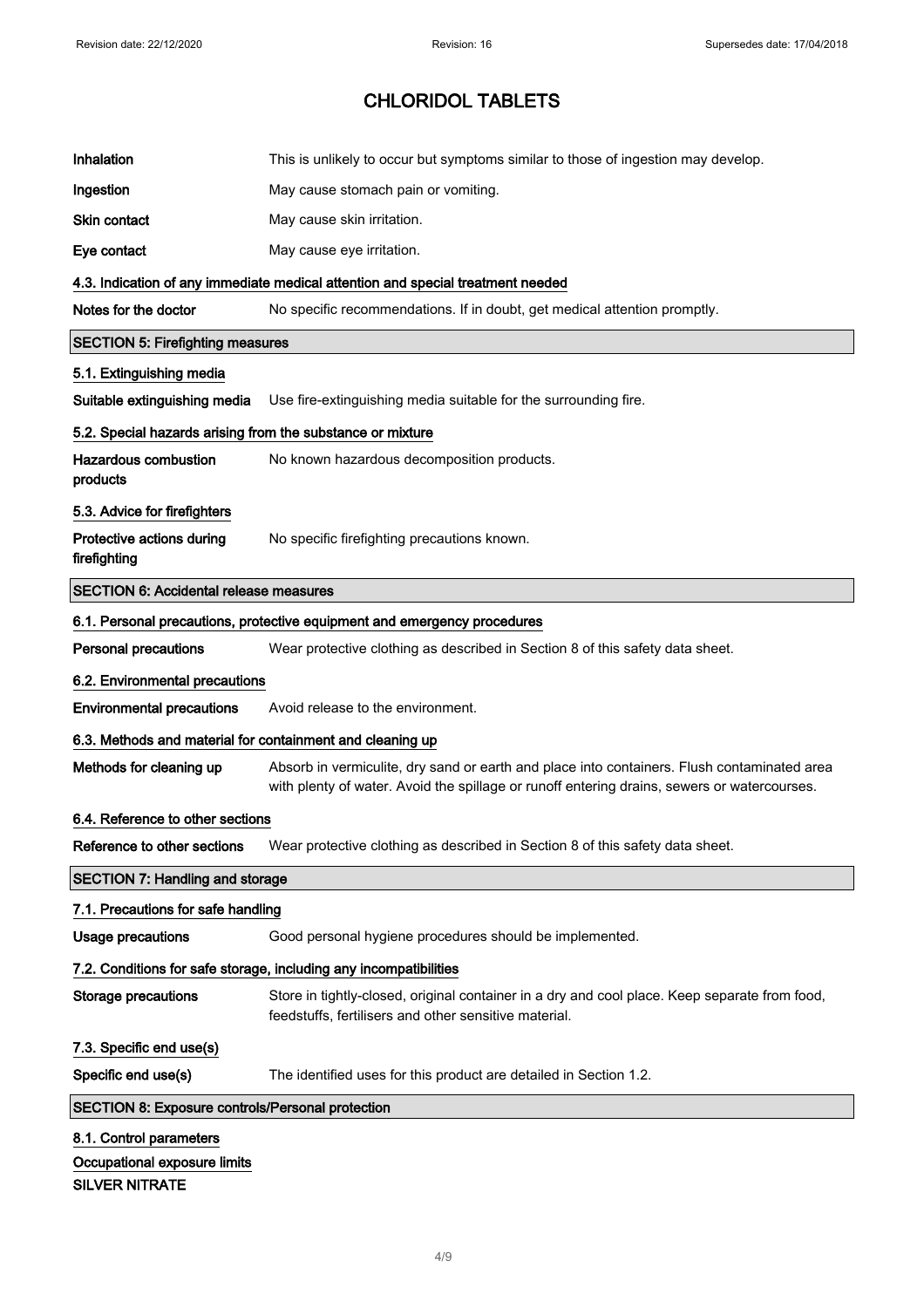# CHLORIDOL TABLETS

| | |
|---|---|
| **Inhalation** | This is unlikely to occur but symptoms similar to those of ingestion may develop. |
| **Ingestion** | May cause stomach pain or vomiting. |
| **Skin contact** | May cause skin irritation. |
| **Eye contact** | May cause eye irritation. |

### 4.3. Indication of any immediate medical attention and special treatment needed

| | |
|---|---|
| **Notes for the doctor** | No specific recommendations. If in doubt, get medical attention promptly. |

## SECTION 5: Firefighting measures

### 5.1. Extinguishing media

| | |
|---|---|
| **Suitable extinguishing media** | Use fire-extinguishing media suitable for the surrounding fire. |

### 5.2. Special hazards arising from the substance or mixture

| | |
|---|---|
| **Hazardous combustion products** | No known hazardous decomposition products. |

### 5.3. Advice for firefighters

| | |
|---|---|
| **Protective actions during firefighting** | No specific firefighting precautions known. |

## SECTION 6: Accidental release measures

### 6.1. Personal precautions, protective equipment and emergency procedures

| | |
|---|---|
| **Personal precautions** | Wear protective clothing as described in Section 8 of this safety data sheet. |

### 6.2. Environmental precautions

| | |
|---|---|
| **Environmental precautions** | Avoid release to the environment. |

### 6.3. Methods and material for containment and cleaning up

| | |
|---|---|
| **Methods for cleaning up** | Absorb in vermiculite, dry sand or earth and place into containers. Flush contaminated area with plenty of water. Avoid the spillage or runoff entering drains, sewers or watercourses. |

### 6.4. Reference to other sections

| | |
|---|---|
| **Reference to other sections** | Wear protective clothing as described in Section 8 of this safety data sheet. |

## SECTION 7: Handling and storage

### 7.1. Precautions for safe handling

| | |
|---|---|
| **Usage precautions** | Good personal hygiene procedures should be implemented. |

### 7.2. Conditions for safe storage, including any incompatibilities

| | |
|---|---|
| **Storage precautions** | Store in tightly-closed, original container in a dry and cool place. Keep separate from food, feedstuffs, fertilisers and other sensitive material. |

### 7.3. Specific end use(s)

| | |
|---|---|
| **Specific end use(s)** | The identified uses for this product are detailed in Section 1.2. |

## SECTION 8: Exposure controls/Personal protection

### 8.1. Control parameters

**Occupational exposure limits**

**SILVER NITRATE**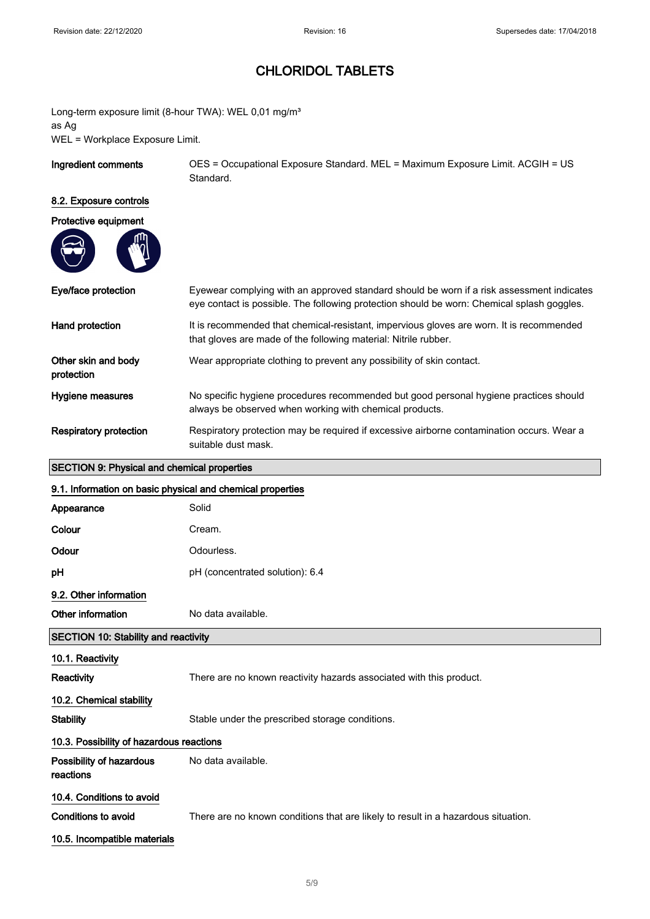# CHLORIDOL TABLETS

Long-term exposure limit (8-hour TWA): WEL 0,01 mg/m³
as Ag
WEL = Workplace Exposure Limit.

| | |
|---|---|
| **Ingredient comments** | OES = Occupational Exposure Standard. MEL = Maximum Exposure Limit. ACGIH = US Standard. |

### 8.2. Exposure controls

**Protective equipment**

| | |
|---|---|
| **Eye/face protection** | Eyewear complying with an approved standard should be worn if a risk assessment indicates eye contact is possible. The following protection should be worn: Chemical splash goggles. |
| **Hand protection** | It is recommended that chemical-resistant, impervious gloves are worn. It is recommended that gloves are made of the following material: Nitrile rubber. |
| **Other skin and body protection** | Wear appropriate clothing to prevent any possibility of skin contact. |
| **Hygiene measures** | No specific hygiene procedures recommended but good personal hygiene practices should always be observed when working with chemical products. |
| **Respiratory protection** | Respiratory protection may be required if excessive airborne contamination occurs. Wear a suitable dust mask. |

## SECTION 9: Physical and chemical properties

### 9.1. Information on basic physical and chemical properties

| | |
|---|---|
| **Appearance** | Solid |
| **Colour** | Cream. |
| **Odour** | Odourless. |
| **pH** | pH (concentrated solution): 6.4 |

### 9.2. Other information

| | |
|---|---|
| **Other information** | No data available. |

## SECTION 10: Stability and reactivity

### 10.1. Reactivity

| | |
|---|---|
| **Reactivity** | There are no known reactivity hazards associated with this product. |

### 10.2. Chemical stability

| | |
|---|---|
| **Stability** | Stable under the prescribed storage conditions. |

### 10.3. Possibility of hazardous reactions

| | |
|---|---|
| **Possibility of hazardous reactions** | No data available. |

### 10.4. Conditions to avoid

| | |
|---|---|
| **Conditions to avoid** | There are no known conditions that are likely to result in a hazardous situation. |

### 10.5. Incompatible materials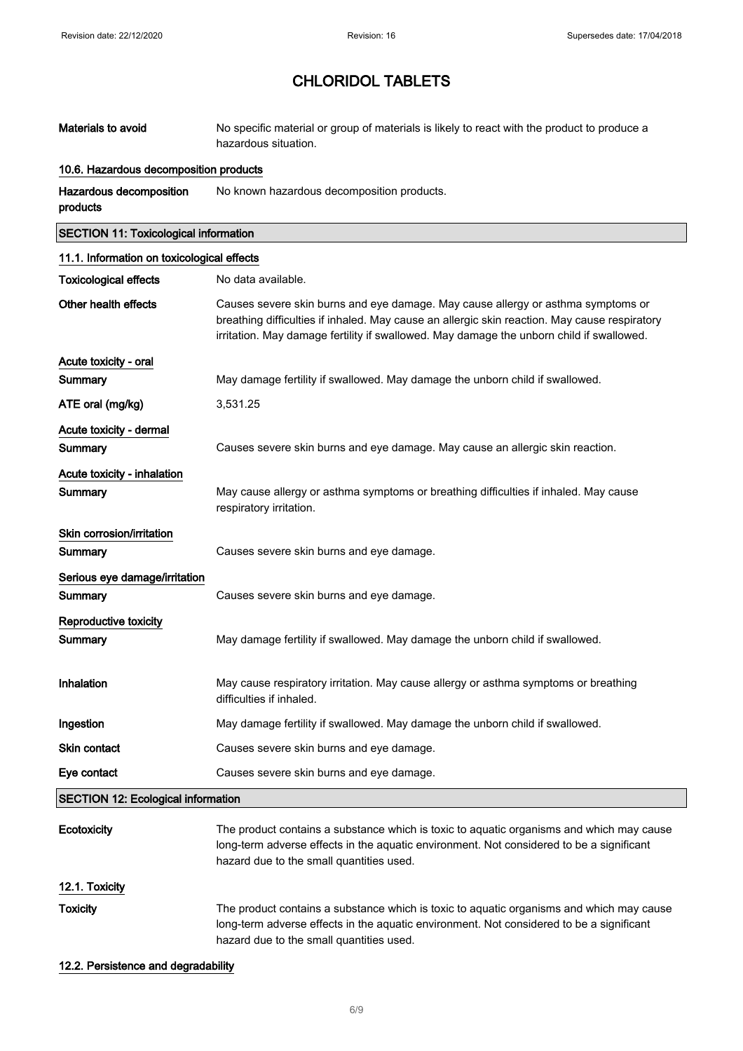| | |
|---|---|
| **Materials to avoid** | No specific material or group of materials is likely to react with the product to produce a hazardous situation. |

**10.6. Hazardous decomposition products**

| | |
|---|---|
| **Hazardous decomposition products** | No known hazardous decomposition products. |

## SECTION 11: Toxicological information

**11.1. Information on toxicological effects**

| | |
|---|---|
| **Toxicological effects** | No data available. |
| **Other health effects** | Causes severe skin burns and eye damage. May cause allergy or asthma symptoms or breathing difficulties if inhaled. May cause an allergic skin reaction. May cause respiratory irritation. May damage fertility if swallowed. May damage the unborn child if swallowed. |

**Acute toxicity - oral**

| | |
|---|---|
| **Summary** | May damage fertility if swallowed. May damage the unborn child if swallowed. |
| **ATE oral (mg/kg)** | 3,531.25 |

**Acute toxicity - dermal**

| | |
|---|---|
| **Summary** | Causes severe skin burns and eye damage. May cause an allergic skin reaction. |

**Acute toxicity - inhalation**

| | |
|---|---|
| **Summary** | May cause allergy or asthma symptoms or breathing difficulties if inhaled. May cause respiratory irritation. |

**Skin corrosion/irritation**

| | |
|---|---|
| **Summary** | Causes severe skin burns and eye damage. |

**Serious eye damage/irritation**

| | |
|---|---|
| **Summary** | Causes severe skin burns and eye damage. |

**Reproductive toxicity**

| | |
|---|---|
| **Summary** | May damage fertility if swallowed. May damage the unborn child if swallowed. |

| | |
|---|---|
| **Inhalation** | May cause respiratory irritation. May cause allergy or asthma symptoms or breathing difficulties if inhaled. |
| **Ingestion** | May damage fertility if swallowed. May damage the unborn child if swallowed. |
| **Skin contact** | Causes severe skin burns and eye damage. |
| **Eye contact** | Causes severe skin burns and eye damage. |

## SECTION 12: Ecological information

| | |
|---|---|
| **Ecotoxicity** | The product contains a substance which is toxic to aquatic organisms and which may cause long-term adverse effects in the aquatic environment. Not considered to be a significant hazard due to the small quantities used. |

**12.1. Toxicity**

| | |
|---|---|
| **Toxicity** | The product contains a substance which is toxic to aquatic organisms and which may cause long-term adverse effects in the aquatic environment. Not considered to be a significant hazard due to the small quantities used. |

**12.2. Persistence and degradability**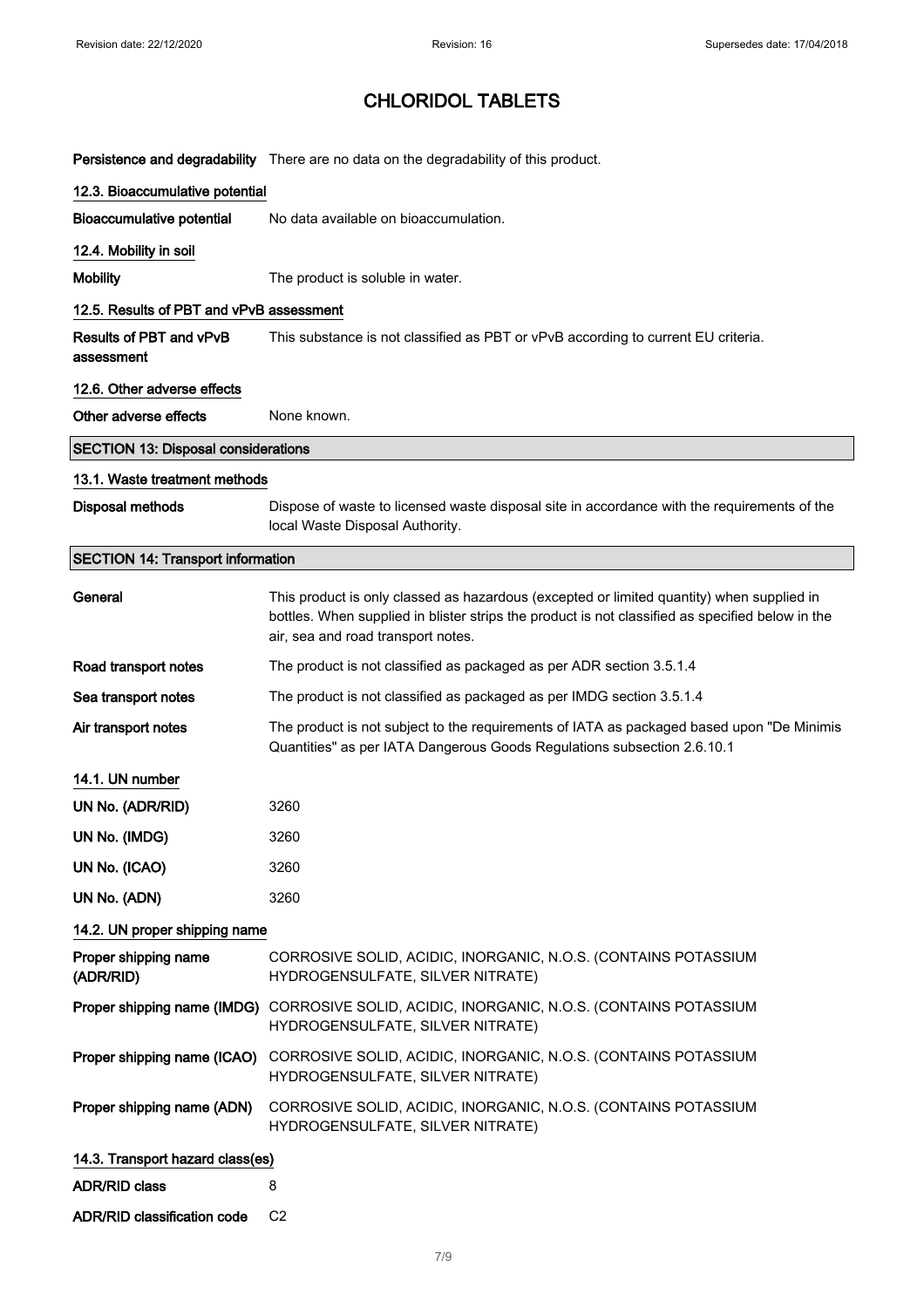# CHLORIDOL TABLETS

| | |
|---|---|
| **Persistence and degradability** | There are no data on the degradability of this product. |

### 12.3. Bioaccumulative potential

| | |
|---|---|
| **Bioaccumulative potential** | No data available on bioaccumulation. |

### 12.4. Mobility in soil

| | |
|---|---|
| **Mobility** | The product is soluble in water. |

### 12.5. Results of PBT and vPvB assessment

| | |
|---|---|
| **Results of PBT and vPvB assessment** | This substance is not classified as PBT or vPvB according to current EU criteria. |

### 12.6. Other adverse effects

| | |
|---|---|
| **Other adverse effects** | None known. |

## SECTION 13: Disposal considerations

### 13.1. Waste treatment methods

| | |
|---|---|
| **Disposal methods** | Dispose of waste to licensed waste disposal site in accordance with the requirements of the local Waste Disposal Authority. |

## SECTION 14: Transport information

| | |
|---|---|
| **General** | This product is only classed as hazardous (excepted or limited quantity) when supplied in bottles. When supplied in blister strips the product is not classified as specified below in the air, sea and road transport notes. |
| **Road transport notes** | The product is not classified as packaged as per ADR section 3.5.1.4 |
| **Sea transport notes** | The product is not classified as packaged as per IMDG section 3.5.1.4 |
| **Air transport notes** | The product is not subject to the requirements of IATA as packaged based upon "De Minimis Quantities" as per IATA Dangerous Goods Regulations subsection 2.6.10.1 |

### 14.1. UN number

| | |
|---|---|
| **UN No. (ADR/RID)** | 3260 |
| **UN No. (IMDG)** | 3260 |
| **UN No. (ICAO)** | 3260 |
| **UN No. (ADN)** | 3260 |

### 14.2. UN proper shipping name

| | |
|---|---|
| **Proper shipping name (ADR/RID)** | CORROSIVE SOLID, ACIDIC, INORGANIC, N.O.S. (CONTAINS POTASSIUM HYDROGENSULFATE, SILVER NITRATE) |
| **Proper shipping name (IMDG)** | CORROSIVE SOLID, ACIDIC, INORGANIC, N.O.S. (CONTAINS POTASSIUM HYDROGENSULFATE, SILVER NITRATE) |
| **Proper shipping name (ICAO)** | CORROSIVE SOLID, ACIDIC, INORGANIC, N.O.S. (CONTAINS POTASSIUM HYDROGENSULFATE, SILVER NITRATE) |
| **Proper shipping name (ADN)** | CORROSIVE SOLID, ACIDIC, INORGANIC, N.O.S. (CONTAINS POTASSIUM HYDROGENSULFATE, SILVER NITRATE) |

### 14.3. Transport hazard class(es)

| | |
|---|---|
| **ADR/RID class** | 8 |
| **ADR/RID classification code** | C2 |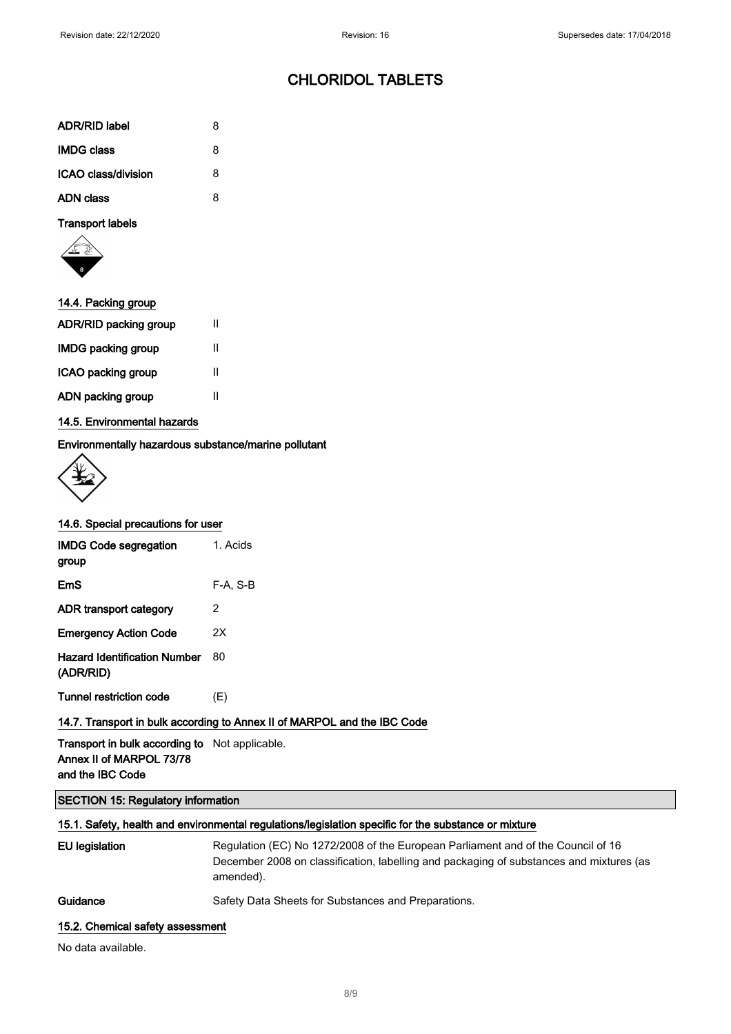# CHLORIDOL TABLETS

| | |
|---|---|
| **ADR/RID label** | 8 |
| **IMDG class** | 8 |
| **ICAO class/division** | 8 |
| **ADN class** | 8 |

**Transport labels**

### 14.4. Packing group

| | |
|---|---|
| **ADR/RID packing group** | II |
| **IMDG packing group** | II |
| **ICAO packing group** | II |
| **ADN packing group** | II |

### 14.5. Environmental hazards

**Environmentally hazardous substance/marine pollutant**

### 14.6. Special precautions for user

| | |
|---|---|
| **IMDG Code segregation group** | 1. Acids |
| **EmS** | F-A, S-B |
| **ADR transport category** | 2 |
| **Emergency Action Code** | 2X |
| **Hazard Identification Number (ADR/RID)** | 80 |
| **Tunnel restriction code** | (E) |

### 14.7. Transport in bulk according to Annex II of MARPOL and the IBC Code

**Transport in bulk according to Annex II of MARPOL 73/78 and the IBC Code** Not applicable.

## SECTION 15: Regulatory information

### 15.1. Safety, health and environmental regulations/legislation specific for the substance or mixture

**EU legislation** Regulation (EC) No 1272/2008 of the European Parliament and of the Council of 16 December 2008 on classification, labelling and packaging of substances and mixtures (as amended).

**Guidance** Safety Data Sheets for Substances and Preparations.

### 15.2. Chemical safety assessment

No data available.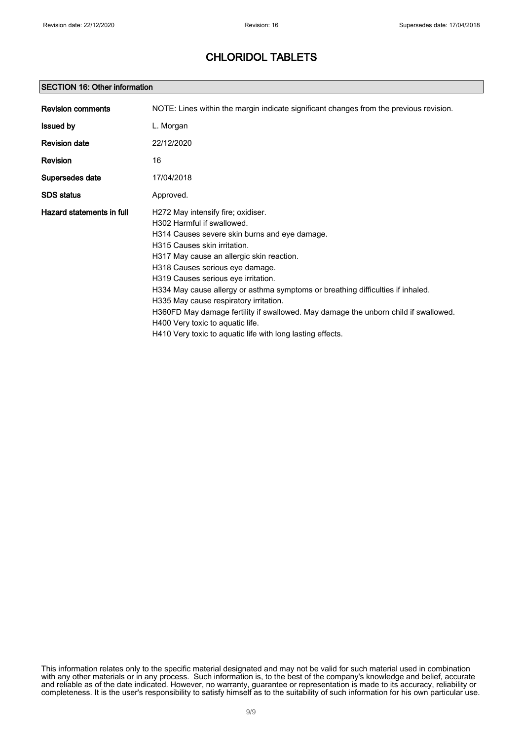# CHLORIDOL TABLETS

## SECTION 16: Other information

| | |
|---|---|
| **Revision comments** | NOTE: Lines within the margin indicate significant changes from the previous revision. |
| **Issued by** | L. Morgan |
| **Revision date** | 22/12/2020 |
| **Revision** | 16 |
| **Supersedes date** | 17/04/2018 |
| **SDS status** | Approved. |
| **Hazard statements in full** | H272 May intensify fire; oxidiser.<br>H302 Harmful if swallowed.<br>H314 Causes severe skin burns and eye damage.<br>H315 Causes skin irritation.<br>H317 May cause an allergic skin reaction.<br>H318 Causes serious eye damage.<br>H319 Causes serious eye irritation.<br>H334 May cause allergy or asthma symptoms or breathing difficulties if inhaled.<br>H335 May cause respiratory irritation.<br>H360FD May damage fertility if swallowed. May damage the unborn child if swallowed.<br>H400 Very toxic to aquatic life.<br>H410 Very toxic to aquatic life with long lasting effects. |

This information relates only to the specific material designated and may not be valid for such material used in combination with any other materials or in any process. Such information is, to the best of the company's knowledge and belief, accurate and reliable as of the date indicated. However, no warranty, guarantee or representation is made to its accuracy, reliability or completeness. It is the user's responsibility to satisfy himself as to the suitability of such information for his own particular use.